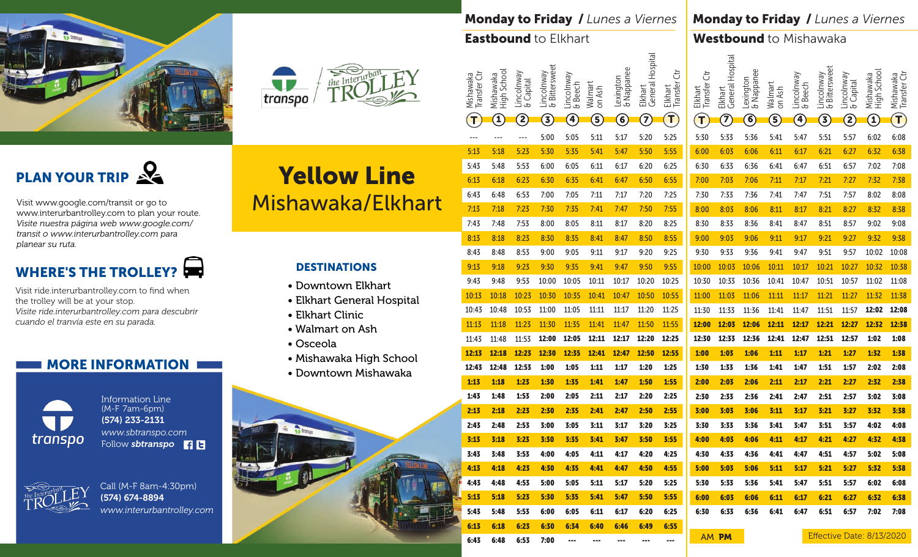# Yellow Line
## Mishawaka/Elkhart

transpo / the Interurban TROLLEY

## PLAN YOUR TRIP

Visit www.google.com/transit or go to www.interurbantrolley.com to plan your route.
*Visite nuestra página web www.google.com/ transit o www.interurbantrolley.com para planear su ruta.*

## WHERE'S THE TROLLEY?

Visit ride.interurbantrolley.com to find when the trolley will be at your stop.
*Visite ride.interurbantrolley.com para descubrir cuando el tranvía este en su parada.*

## MORE INFORMATION

**transpo**
Information Line
(M-F 7am-6pm)
**(574) 233-2131**
*www.sbtranspo.com*
Follow ***sbtranspo***

**the Interurban TROLLEY**
Call (M-F 8am-4:30pm)
**(574) 674-8894**
*www.interurbantrolley.com*

## DESTINATIONS

- Downtown Elkhart
- Elkhart General Hospital
- Elkhart Clinic
- Walmart on Ash
- Osceola
- Mishawaka High School
- Downtown Mishawaka

## Monday to Friday / *Lunes a Viernes*
### Eastbound to Elkhart

| Mishawaka Transfer Ctr (T) | Mishawaka High School (1) | Lincolnway & Capital (2) | Lincolnway & Bittersweet (3) | Lincolnway & Beech (4) | Walmart on Ash (5) | Lexington & Nappanee (6) | Elkhart General Hospital (7) | Elkhart Transfer Ctr (T) |
|---|---|---|---|---|---|---|---|---|
| --- | --- | --- | 5:00 | 5:05 | 5:11 | 5:17 | 5:20 | 5:25 |
| 5:13 | 5:18 | 5:23 | 5:30 | 5:35 | 5:41 | 5:47 | 5:50 | 5:55 |
| 5:43 | 5:48 | 5:53 | 6:00 | 6:05 | 6:11 | 6:17 | 6:20 | 6:25 |
| 6:13 | 6:18 | 6:23 | 6:30 | 6:35 | 6:41 | 6:47 | 6:50 | 6:55 |
| 6:43 | 6:48 | 6:53 | 7:00 | 7:05 | 7:11 | 7:17 | 7:20 | 7:25 |
| 7:13 | 7:18 | 7:23 | 7:30 | 7:35 | 7:41 | 7:47 | 7:50 | 7:55 |
| 7:43 | 7:48 | 7:53 | 8:00 | 8:05 | 8:11 | 8:17 | 8:20 | 8:25 |
| 8:13 | 8:18 | 8:23 | 8:30 | 8:35 | 8:41 | 8:47 | 8:50 | 8:55 |
| 8:43 | 8:48 | 8:53 | 9:00 | 9:05 | 9:11 | 9:17 | 9:20 | 9:25 |
| 9:13 | 9:18 | 9:23 | 9:30 | 9:35 | 9:41 | 9:47 | 9:50 | 9:55 |
| 9:43 | 9:48 | 9:53 | 10:00 | 10:05 | 10:11 | 10:17 | 10:20 | 10:25 |
| 10:13 | 10:18 | 10:23 | 10:30 | 10:35 | 10:41 | 10:47 | 10:50 | 10:55 |
| 10:43 | 10:48 | 10:53 | 11:00 | 11:05 | 11:11 | 11:17 | 11:20 | 11:25 |
| 11:13 | 11:18 | 11:23 | 11:30 | 11:35 | 11:41 | 11:47 | 11:50 | 11:55 |
| 11:43 | 11:48 | 11:53 | **12:00** | **12:05** | **12:11** | **12:17** | **12:20** | **12:25** |
| **12:13** | **12:18** | **12:23** | **12:30** | **12:35** | **12:41** | **12:47** | **12:50** | **12:55** |
| **12:43** | **12:48** | **12:53** | **1:00** | **1:05** | **1:11** | **1:17** | **1:20** | **1:25** |
| **1:13** | **1:18** | **1:23** | **1:30** | **1:35** | **1:41** | **1:47** | **1:50** | **1:55** |
| **1:43** | **1:48** | **1:53** | **2:00** | **2:05** | **2:11** | **2:17** | **2:20** | **2:25** |
| **2:13** | **2:18** | **2:23** | **2:30** | **2:35** | **2:41** | **2:47** | **2:50** | **2:55** |
| **2:43** | **2:48** | **2:53** | **3:00** | **3:05** | **3:11** | **3:17** | **3:20** | **3:25** |
| **3:13** | **3:18** | **3:23** | **3:30** | **3:35** | **3:41** | **3:47** | **3:50** | **3:55** |
| **3:43** | **3:48** | **3:53** | **4:00** | **4:05** | **4:11** | **4:17** | **4:20** | **4:25** |
| **4:13** | **4:18** | **4:23** | **4:30** | **4:35** | **4:41** | **4:47** | **4:50** | **4:55** |
| **4:43** | **4:48** | **4:53** | **5:00** | **5:05** | **5:11** | **5:17** | **5:20** | **5:25** |
| **5:13** | **5:18** | **5:23** | **5:30** | **5:35** | **5:41** | **5:47** | **5:50** | **5:55** |
| **5:43** | **5:48** | **5:53** | **6:00** | **6:05** | **6:11** | **6:17** | **6:20** | **6:25** |
| **6:13** | **6:18** | **6:23** | **6:30** | **6:34** | **6:40** | **6:46** | **6:49** | **6:55** |
| **6:43** | **6:48** | **6:53** | **7:00** | --- | --- | --- | --- | --- |

## Monday to Friday / *Lunes a Viernes*
### Westbound to Mishawaka

| Elkhart Transfer Ctr (T) | Elkhart General Hospital (7) | Lexington & Nappanee (6) | Walmart on Ash (5) | Lincolnway & Beech (4) | Lincolnway & Bittersweet (3) | Lincolnway & Capital (2) | Mishawaka High School (1) | Mishawaka Transfer Ctr (T) |
|---|---|---|---|---|---|---|---|---|
| 5:30 | 5:33 | 5:36 | 5:41 | 5:47 | 5:51 | 5:57 | 6:02 | 6:08 |
| 6:00 | 6:03 | 6:06 | 6:11 | 6:17 | 6:21 | 6:27 | 6:32 | 6:38 |
| 6:30 | 6:33 | 6:36 | 6:41 | 6:47 | 6:51 | 6:57 | 7:02 | 7:08 |
| 7:00 | 7:03 | 7:06 | 7:11 | 7:17 | 7:21 | 7:27 | 7:32 | 7:38 |
| 7:30 | 7:33 | 7:36 | 7:41 | 7:47 | 7:51 | 7:57 | 8:02 | 8:08 |
| 8:00 | 8:03 | 8:06 | 8:11 | 8:17 | 8:21 | 8:27 | 8:32 | 8:38 |
| 8:30 | 8:33 | 8:36 | 8:41 | 8:47 | 8:51 | 8:57 | 9:02 | 9:08 |
| 9:00 | 9:03 | 9:06 | 9:11 | 9:17 | 9:21 | 9:27 | 9:32 | 9:38 |
| 9:30 | 9:33 | 9:36 | 9:41 | 9:47 | 9:51 | 9:57 | 10:02 | 10:08 |
| 10:00 | 10:03 | 10:06 | 10:11 | 10:17 | 10:21 | 10:27 | 10:32 | 10:38 |
| 10:30 | 10:33 | 10:36 | 10:41 | 10:47 | 10:51 | 10:57 | 11:02 | 11:08 |
| 11:00 | 11:03 | 11:06 | 11:11 | 11:17 | 11:21 | 11:27 | 11:32 | 11:38 |
| 11:30 | 11:33 | 11:36 | 11:41 | 11:47 | 11:51 | 11:57 | **12:02** | **12:08** |
| **12:00** | **12:03** | **12:06** | **12:11** | **12:17** | **12:21** | **12:27** | **12:32** | **12:38** |
| **12:30** | **12:33** | **12:36** | **12:41** | **12:47** | **12:51** | **12:57** | **1:02** | **1:08** |
| **1:00** | **1:03** | **1:06** | **1:11** | **1:17** | **1:21** | **1:27** | **1:32** | **1:38** |
| **1:30** | **1:33** | **1:36** | **1:41** | **1:47** | **1:51** | **1:57** | **2:02** | **2:08** |
| **2:00** | **2:03** | **2:06** | **2:11** | **2:17** | **2:21** | **2:27** | **2:32** | **2:38** |
| **2:30** | **2:33** | **2:36** | **2:41** | **2:47** | **2:51** | **2:57** | **3:02** | **3:08** |
| **3:00** | **3:03** | **3:06** | **3:11** | **3:17** | **3:21** | **3:27** | **3:32** | **3:38** |
| **3:30** | **3:33** | **3:36** | **3:41** | **3:47** | **3:51** | **3:57** | **4:02** | **4:08** |
| **4:00** | **4:03** | **4:06** | **4:11** | **4:17** | **4:21** | **4:27** | **4:32** | **4:38** |
| **4:30** | **4:33** | **4:36** | **4:41** | **4:47** | **4:51** | **4:57** | **5:02** | **5:08** |
| **5:00** | **5:03** | **5:06** | **5:11** | **5:17** | **5:21** | **5:27** | **5:32** | **5:38** |
| **5:30** | **5:33** | **5:36** | **5:41** | **5:47** | **5:51** | **5:57** | **6:02** | **6:08** |
| **6:00** | **6:03** | **6:06** | **6:11** | **6:17** | **6:21** | **6:27** | **6:32** | **6:38** |
| **6:30** | **6:33** | **6:36** | **6:41** | **6:47** | **6:51** | **6:57** | **7:02** | **7:08** |

AM **PM**

Effective Date: 8/13/2020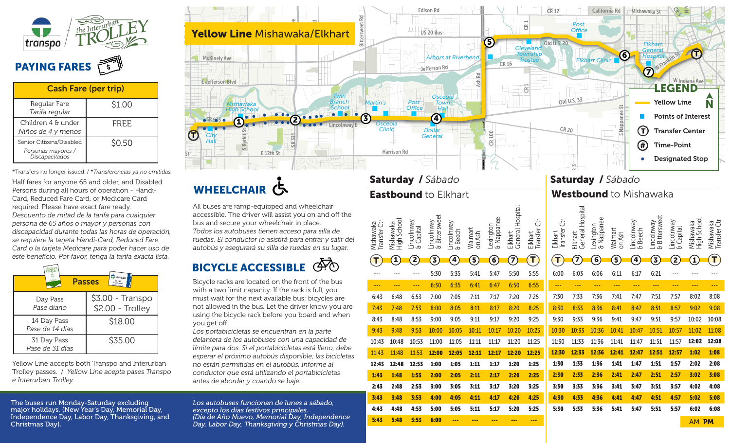![transpo logo] ![the Interurban TROLLEY logo]

## PAYING FARES

| Cash Fare (per trip) | |
|---|---|
| Regular Fare *Tarifa regular* | $1.00 |
| Children 4 & under *Niños de 4 y menos* | FREE |
| Senior Citizens/Disabled *Personas mayores / Discapacitados* | $0.50 |

*Transfers no longer issued. / *Transferencias ya no emitidas.*

Half fares for anyone 65 and older, and Disabled Persons during all hours of operation - Handi-Card, Reduced Fare Card, or Medicare Card required. Please have exact fare ready.

*Descuento de mitad de la tarifa para cualquier persona de 65 años o mayor y personas con discapacidad durante todas las horas de operación, se requiere la tarjeta Handi-Card, Reduced Fare Card o la tarjeta Medicare para poder hacer uso de este beneficio. Por favor, tenga la tarifa exacta lista.*

| Passes | |
|---|---|
| Day Pass *Pase diario* | $3.00 - Transpo $2.00 - Trolley |
| 14 Day Pass *Pase de 14 días* | $18.00 |
| 31 Day Pass *Pase de 31 días* | $35.00 |

Yellow Line accepts both Transpo and Interurban Trolley passes. / *Yellow Line acepta pases Transpo e Interurban Trolley.*

The buses run Monday-Saturday excluding major holidays. (New Year's Day, Memorial Day, Independence Day, Labor Day, Thanksgiving, and Christmas Day).

*Los autobuses funcionan de lunes a sábado, excepto los días festivos principales. (Día de Año Nuevo, Memorial Day, Independence Day, Labor Day, Thanksgiving y Christmas Day).*

## Yellow Line Mishawaka/Elkhart

Map labels: McKinely Ave, E Jefferson Blvd, Mishawaka High School, SR 933, City Hall, S Byrkit St, SR 331, E 12th St, Twin Branch School, Lincolnway E, Martin's, Post Office, Osceola Town Hall, Osceola Clinic, Dollar General, Harrison Rd, Bittersweet Rd, Edison Rd, US 20 Bus, Arbors at Riverbend, Jefferson Rd, Ash Rd, CR 1, CR 16, CR 100, Cleveland Township Trustee, Old U.S. 20, CR 12, California Rd, Mishawaka St, Post Office, Elkhart General Hospital, Elkhart Clinic, W Franklin St, W Indiana Ave, Old U.S. 33, CR 20, S Nappanee St, CR 3

**LEGEND**
- Yellow Line
- Points of Interest
- (T) Transfer Center
- (#) Time-Point
- Designated Stop

## WHEELCHAIR

All buses are ramp-equipped and wheelchair accessible. The driver will assist you on and off the bus and secure your wheelchair in place.

*Todos los autobuses tienen acceso para silla de ruedas. El conductor lo asistirá para entrar y salir del autobús y asegurará su silla de ruedas en su lugar.*

## BICYCLE ACCESSIBLE

Bicycle racks are located on the front of the bus with a two limit capacity. If the rack is full, you must wait for the next available bus; bicycles are not allowed in the bus. Let the driver know you are using the bicycle rack before you board and when you get off.

*Los portabicicletas se encuentran en la parte delantera de los autobuses con una capacidad de límite para dos. Si el portabicicletas está lleno, debe esperar el próximo autobús disponible; las bicicletas no están permitidas en el autobús. Informe al conductor que está utilizando el portabicicletas antes de abordar y cuando se baje.*

## Saturday / *Sábado*
### Eastbound to Elkhart

| Mishawaka Transfer Ctr (T) | Mishawaka High School (1) | Lincolnway & Capital (2) | Lincolnway & Bittersweet (3) | Lincolnway & Beech (4) | Walmart on Ash (5) | Lexington & Nappanee (6) | Elkhart General Hospital (7) | Elkhart Transfer Ctr (T) |
|---|---|---|---|---|---|---|---|---|
| --- | --- | --- | 5:30 | 5:35 | 5:41 | 5:47 | 5:50 | 5:55 |
| --- | --- | --- | 6:30 | 6:35 | 6:41 | 6:47 | 6:50 | 6:55 |
| 6:43 | 6:48 | 6:53 | 7:00 | 7:05 | 7:11 | 7:17 | 7:20 | 7:25 |
| 7:43 | 7:48 | 7:53 | 8:00 | 8:05 | 8:11 | 8:17 | 8:20 | 8:25 |
| 8:43 | 8:48 | 8:53 | 9:00 | 9:05 | 9:11 | 9:17 | 9:20 | 9:25 |
| 9:43 | 9:48 | 9:53 | 10:00 | 10:05 | 10:11 | 10:17 | 10:20 | 10:25 |
| 10:43 | 10:48 | 10:53 | 11:00 | 11:05 | 11:11 | 11:17 | 11:20 | 11:25 |
| 11:43 | 11:48 | 11:53 | **12:00** | **12:05** | **12:11** | **12:17** | **12:20** | **12:25** |
| **12:43** | **12:48** | **12:53** | **1:00** | **1:05** | **1:11** | **1:17** | **1:20** | **1:25** |
| **1:43** | **1:48** | **1:53** | **2:00** | **2:05** | **2:11** | **2:17** | **2:20** | **2:25** |
| **2:43** | **2:48** | **2:53** | **3:00** | **3:05** | **3:11** | **3:17** | **3:20** | **3:25** |
| **3:43** | **3:48** | **3:53** | **4:00** | **4:05** | **4:11** | **4:17** | **4:20** | **4:25** |
| **4:43** | **4:48** | **4:53** | **5:00** | **5:05** | **5:11** | **5:17** | **5:20** | **5:25** |
| **5:43** | **5:48** | **5:53** | **6:00** | --- | --- | --- | --- | --- |

## Saturday / *Sábado*
### Westbound to Mishawaka

| Elkhart Transfer Ctr (T) | Elkhart General Hospital (7) | Lexington & Nappanee (6) | Walmart on Ash (5) | Lincolnway & Beech (4) | Lincolnway & Bittersweet (3) | Lincolnway & Capital (2) | Mishawaka High School (1) | Mishawaka Transfer Ctr (T) |
|---|---|---|---|---|---|---|---|---|
| 6:00 | 6:03 | 6:06 | 6:11 | 6:17 | 6:21 | --- | --- | --- |
| --- | --- | --- | --- | --- | --- | --- | --- | --- |
| 7:30 | 7:33 | 7:36 | 7:41 | 7:47 | 7:51 | 7:57 | 8:02 | 8:08 |
| 8:30 | 8:33 | 8:36 | 8:41 | 8:47 | 8:51 | 8:57 | 9:02 | 9:08 |
| 9:30 | 9:33 | 9:36 | 9:41 | 9:47 | 9:51 | 9:57 | 10:02 | 10:08 |
| 10:30 | 10:33 | 10:36 | 10:41 | 10:47 | 10:51 | 10:57 | 11:02 | 11:08 |
| 11:30 | 11:33 | 11:36 | 11:41 | 11:47 | 11:51 | 11:57 | **12:02** | **12:08** |
| **12:30** | **12:33** | **12:36** | **12:41** | **12:47** | **12:51** | **12:57** | **1:02** | **1:08** |
| **1:30** | **1:33** | **1:36** | **1:41** | **1:47** | **1:51** | **1:57** | **2:02** | **2:08** |
| **2:30** | **2:33** | **2:36** | **2:41** | **2:47** | **2:51** | **2:57** | **3:02** | **3:08** |
| **3:30** | **3:33** | **3:36** | **3:41** | **3:47** | **3:51** | **3:57** | **4:02** | **4:08** |
| **4:30** | **4:33** | **4:36** | **4:41** | **4:47** | **4:51** | **4:57** | **5:02** | **5:08** |
| **5:30** | **5:33** | **5:36** | **5:41** | **5:47** | **5:51** | **5:57** | **6:02** | **6:08** |

AM **PM**